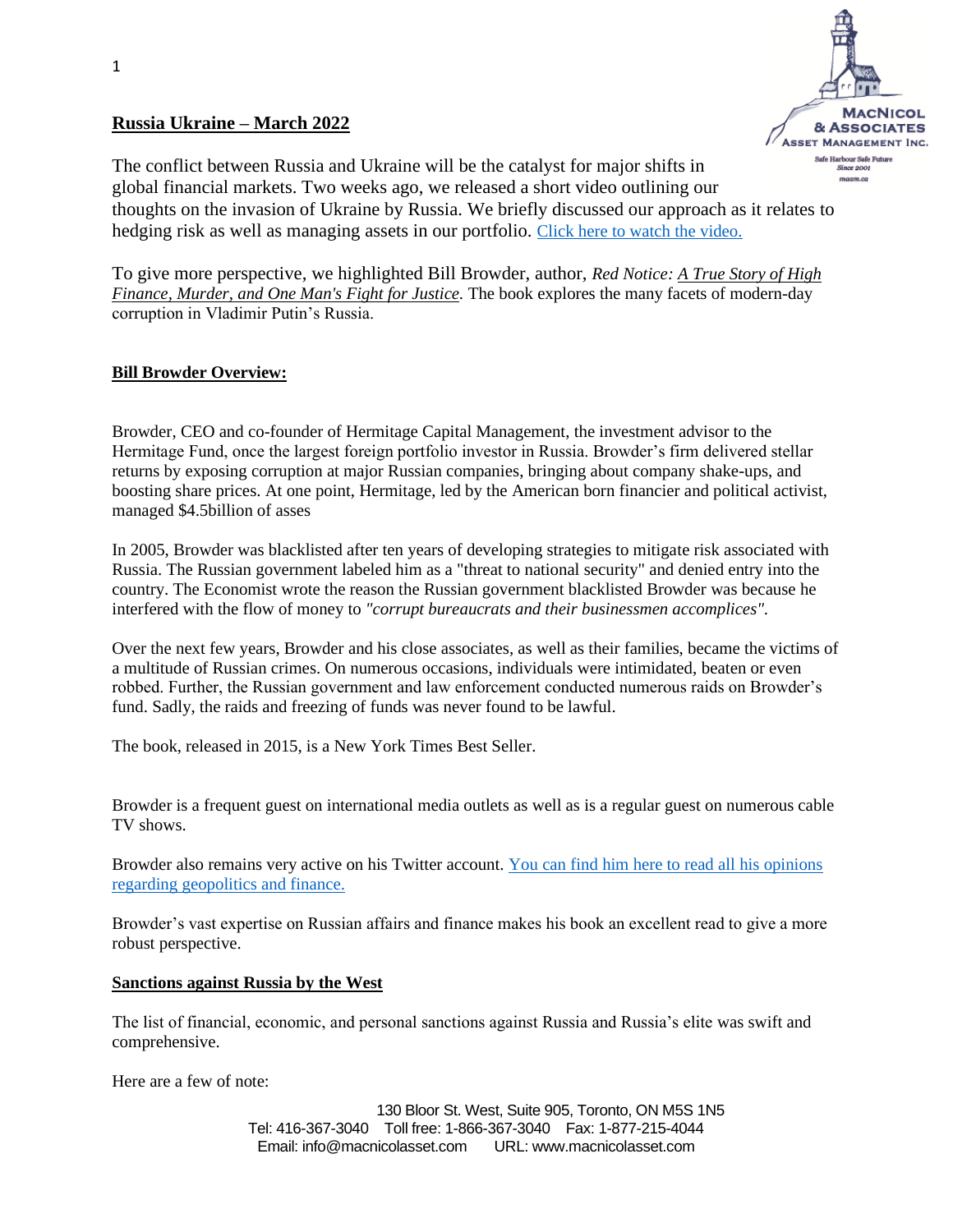## Russia Ukraine – March 2022

The conflict between Russia and Ukraine will be the catalyst for major shifts in global financial markets. Two weeks ago, we released a short video outlining our thoughts on the invasion of Ukraine by Russia. We briefly discussed our approach as it relates to hedging risk as well as managing assets in our portfolio. Click here to watch the video.

To give more perspective, we highlighted Bill Browder, author, *Red Notice: A True Story of High Finance, Murder, and One Man's Fight for Justice*. The book explores the many facets of modern-day corruption in Vladimir Putin's Russia.

### Bill Browder Overview:

Browder, CEO and co-founder of Hermitage Capital Management, the investment advisor to the Hermitage Fund, once the largest foreign portfolio investor in Russia. Browder's firm delivered stellar returns by exposing corruption at major Russian companies, bringing about company shake-ups, and boosting share prices. At one point, Hermitage, led by the American born financier and political activist, managed $4.5billion of asses

In 2005, Browder was blacklisted after ten years of developing strategies to mitigate risk associated with Russia. The Russian government labeled him as a "threat to national security" and denied entry into the country. The Economist wrote the reason the Russian government blacklisted Browder was because he interfered with the flow of money to *"corrupt bureaucrats and their businessmen accomplices".*

Over the next few years, Browder and his close associates, as well as their families, became the victims of a multitude of Russian crimes. On numerous occasions, individuals were intimidated, beaten or even robbed. Further, the Russian government and law enforcement conducted numerous raids on Browder's fund. Sadly, the raids and freezing of funds was never found to be lawful.

The book, released in 2015, is a New York Times Best Seller.

Browder is a frequent guest on international media outlets as well as is a regular guest on numerous cable TV shows.

Browder also remains very active on his Twitter account. You can find him here to read all his opinions regarding geopolitics and finance.

Browder's vast expertise on Russian affairs and finance makes his book an excellent read to give a more robust perspective.

### Sanctions against Russia by the West

The list of financial, economic, and personal sanctions against Russia and Russia's elite was swift and comprehensive.

Here are a few of note: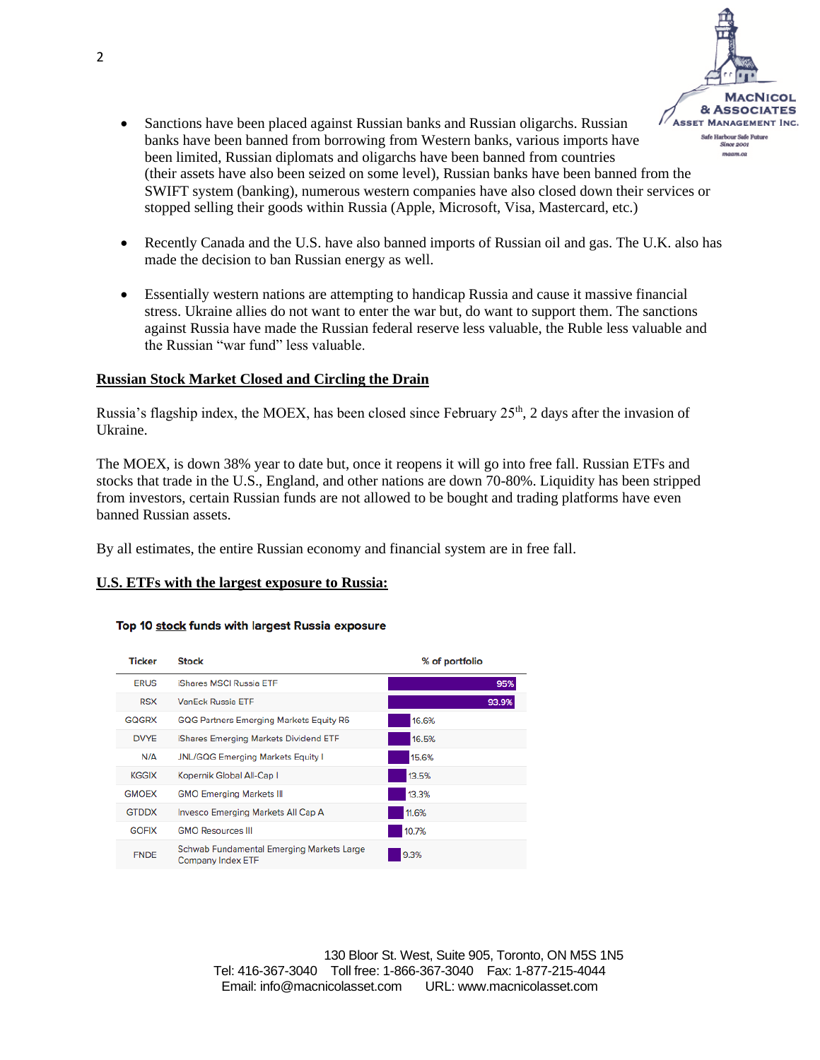- Sanctions have been placed against Russian banks and Russian oligarchs. Russian banks have been banned from borrowing from Western banks, various imports have been limited, Russian diplomats and oligarchs have been banned from countries (their assets have also been seized on some level), Russian banks have been banned from the SWIFT system (banking), numerous western companies have also closed down their services or stopped selling their goods within Russia (Apple, Microsoft, Visa, Mastercard, etc.)

- Recently Canada and the U.S. have also banned imports of Russian oil and gas. The U.K. also has made the decision to ban Russian energy as well.

- Essentially western nations are attempting to handicap Russia and cause it massive financial stress. Ukraine allies do not want to enter the war but, do want to support them. The sanctions against Russia have made the Russian federal reserve less valuable, the Ruble less valuable and the Russian "war fund" less valuable.

**Russian Stock Market Closed and Circling the Drain**

Russia's flagship index, the MOEX, has been closed since February 25th, 2 days after the invasion of Ukraine.

The MOEX, is down 38% year to date but, once it reopens it will go into free fall. Russian ETFs and stocks that trade in the U.S., England, and other nations are down 70-80%. Liquidity has been stripped from investors, certain Russian funds are not allowed to be bought and trading platforms have even banned Russian assets.

By all estimates, the entire Russian economy and financial system are in free fall.

**U.S. ETFs with the largest exposure to Russia:**

**Top 10 stock funds with largest Russia exposure**

| Ticker | Stock | % of portfolio |
|---|---|---|
| ERUS | iShares MSCI Russia ETF | 95% |
| RSX | VanEck Russia ETF | 93.9% |
| GQGRX | GQG Partners Emerging Markets Equity R6 | 16.6% |
| DVYE | iShares Emerging Markets Dividend ETF | 16.5% |
| N/A | JNL/GQG Emerging Markets Equity I | 15.6% |
| KGGIX | Kopernik Global All-Cap I | 13.5% |
| GMOEX | GMO Emerging Markets III | 13.3% |
| GTDDX | Invesco Emerging Markets All Cap A | 11.6% |
| GOFIX | GMO Resources III | 10.7% |
| FNDE | Schwab Fundamental Emerging Markets Large Company Index ETF | 9.3% |

130 Bloor St. West, Suite 905, Toronto, ON M5S 1N5
Tel: 416-367-3040 Toll free: 1-866-367-3040 Fax: 1-877-215-4044
Email: info@macnicolasset.com URL: www.macnicolasset.com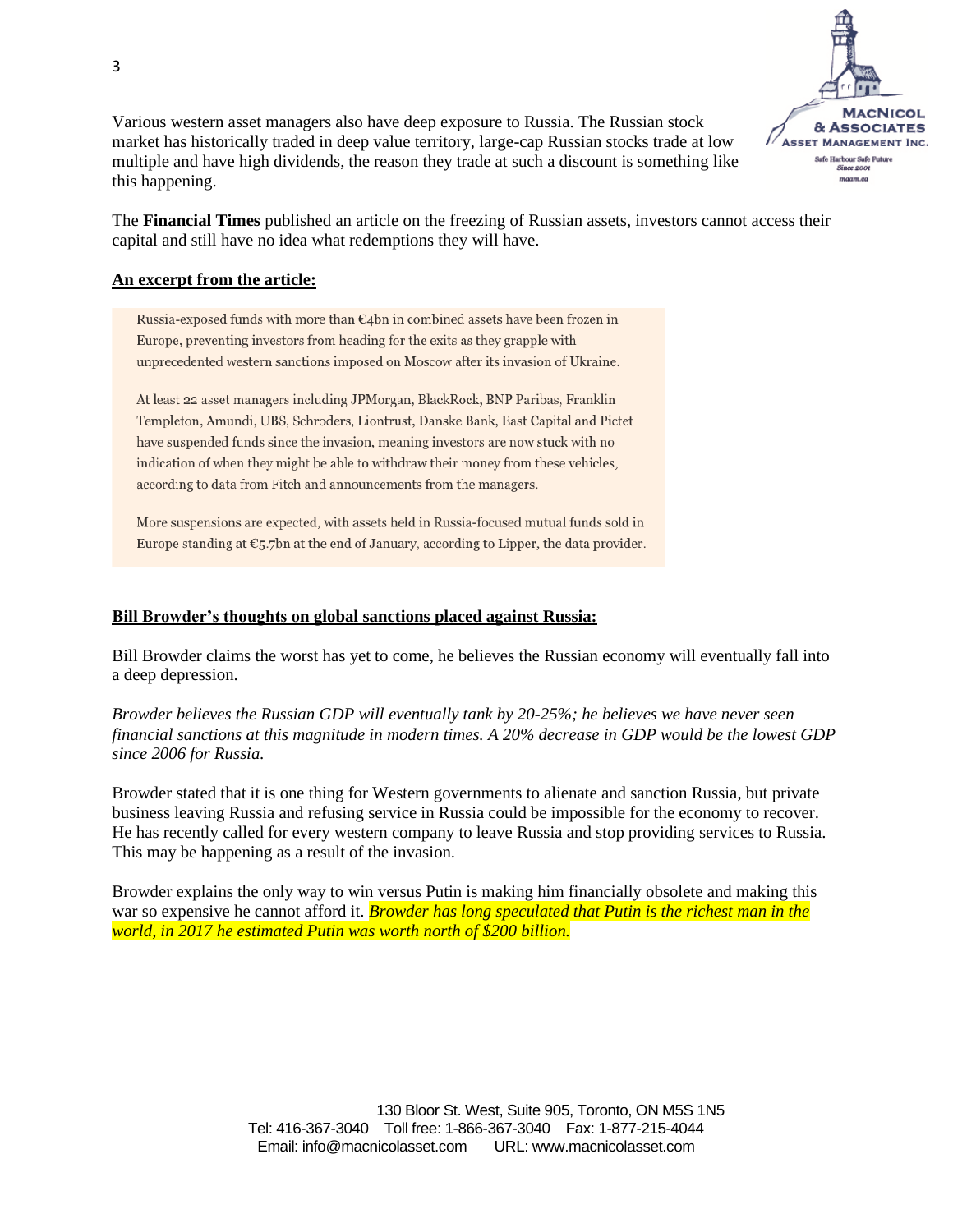Various western asset managers also have deep exposure to Russia. The Russian stock market has historically traded in deep value territory, large-cap Russian stocks trade at low multiple and have high dividends, the reason they trade at such a discount is something like this happening.

The **Financial Times** published an article on the freezing of Russian assets, investors cannot access their capital and still have no idea what redemptions they will have.

**An excerpt from the article:**

> Russia-exposed funds with more than €4bn in combined assets have been frozen in Europe, preventing investors from heading for the exits as they grapple with unprecedented western sanctions imposed on Moscow after its invasion of Ukraine.
>
> At least 22 asset managers including JPMorgan, BlackRock, BNP Paribas, Franklin Templeton, Amundi, UBS, Schroders, Liontrust, Danske Bank, East Capital and Pictet have suspended funds since the invasion, meaning investors are now stuck with no indication of when they might be able to withdraw their money from these vehicles, according to data from Fitch and announcements from the managers.
>
> More suspensions are expected, with assets held in Russia-focused mutual funds sold in Europe standing at €5.7bn at the end of January, according to Lipper, the data provider.

**Bill Browder's thoughts on global sanctions placed against Russia:**

Bill Browder claims the worst has yet to come, he believes the Russian economy will eventually fall into a deep depression.

*Browder believes the Russian GDP will eventually tank by 20-25%; he believes we have never seen financial sanctions at this magnitude in modern times. A 20% decrease in GDP would be the lowest GDP since 2006 for Russia.*

Browder stated that it is one thing for Western governments to alienate and sanction Russia, but private business leaving Russia and refusing service in Russia could be impossible for the economy to recover. He has recently called for every western company to leave Russia and stop providing services to Russia. This may be happening as a result of the invasion.

Browder explains the only way to win versus Putin is making him financially obsolete and making this war so expensive he cannot afford it. *Browder has long speculated that Putin is the richest man in the world, in 2017 he estimated Putin was worth north of $200 billion.*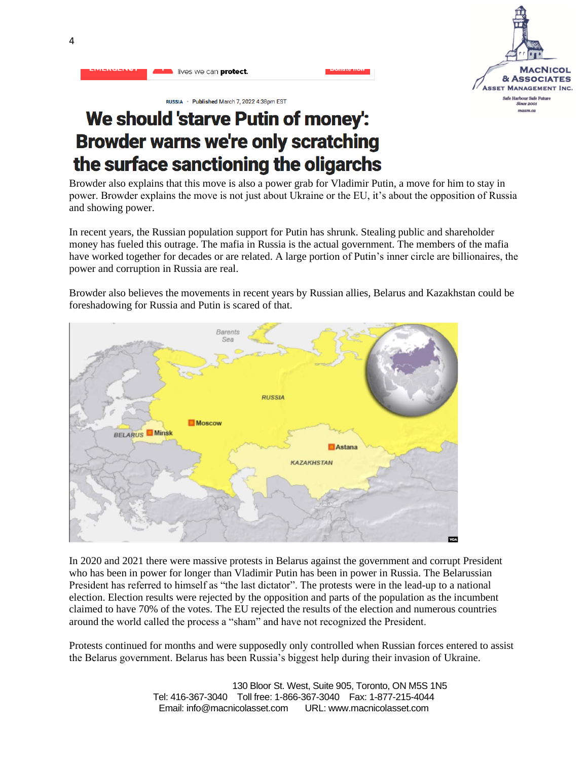RUSSIA · Published March 7, 2022 4:38pm EST

# We should 'starve Putin of money': Browder warns we're only scratching the surface sanctioning the oligarchs

Browder also explains that this move is also a power grab for Vladimir Putin, a move for him to stay in power. Browder explains the move is not just about Ukraine or the EU, it's about the opposition of Russia and showing power.

In recent years, the Russian population support for Putin has shrunk. Stealing public and shareholder money has fueled this outrage. The mafia in Russia is the actual government. The members of the mafia have worked together for decades or are related. A large portion of Putin's inner circle are billionaires, the power and corruption in Russia are real.

Browder also believes the movements in recent years by Russian allies, Belarus and Kazakhstan could be foreshadowing for Russia and Putin is scared of that.

In 2020 and 2021 there were massive protests in Belarus against the government and corrupt President who has been in power for longer than Vladimir Putin has been in power in Russia. The Belarussian President has referred to himself as "the last dictator". The protests were in the lead-up to a national election. Election results were rejected by the opposition and parts of the population as the incumbent claimed to have 70% of the votes. The EU rejected the results of the election and numerous countries around the world called the process a "sham" and have not recognized the President.

Protests continued for months and were supposedly only controlled when Russian forces entered to assist the Belarus government. Belarus has been Russia's biggest help during their invasion of Ukraine.

130 Bloor St. West, Suite 905, Toronto, ON M5S 1N5
Tel: 416-367-3040 Toll free: 1-866-367-3040 Fax: 1-877-215-4044
Email: info@macnicolasset.com URL: www.macnicolasset.com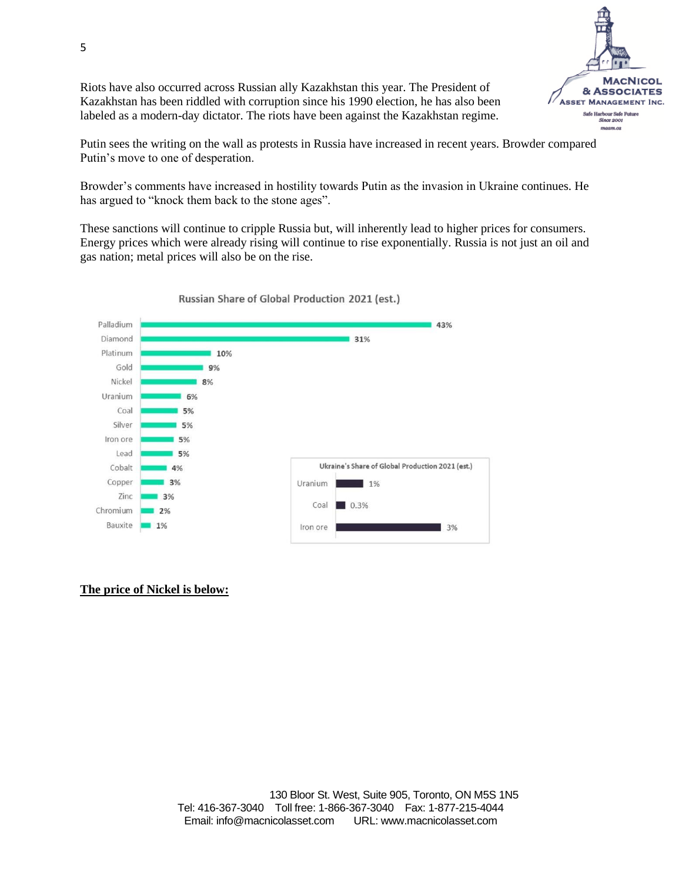Riots have also occurred across Russian ally Kazakhstan this year. The President of Kazakhstan has been riddled with corruption since his 1990 election, he has also been labeled as a modern-day dictator. The riots have been against the Kazakhstan regime.

Putin sees the writing on the wall as protests in Russia have increased in recent years. Browder compared Putin's move to one of desperation.

Browder's comments have increased in hostility towards Putin as the invasion in Ukraine continues. He has argued to "knock them back to the stone ages".

These sanctions will continue to cripple Russia but, will inherently lead to higher prices for consumers. Energy prices which were already rising will continue to rise exponentially. Russia is not just an oil and gas nation; metal prices will also be on the rise.

**Russian Share of Global Production 2021 (est.)**

| Commodity | Share |
|---|---|
| Palladium | 43% |
| Diamond | 31% |
| Platinum | 10% |
| Gold | 9% |
| Nickel | 8% |
| Uranium | 6% |
| Coal | 5% |
| Silver | 5% |
| Iron ore | 5% |
| Lead | 5% |
| Cobalt | 4% |
| Copper | 3% |
| Zinc | 3% |
| Chromium | 2% |
| Bauxite | 1% |

**Ukraine's Share of Global Production 2021 (est.)**

| Commodity | Share |
|---|---|
| Uranium | 1% |
| Coal | 0.3% |
| Iron ore | 3% |

**<u>The price of Nickel is below:</u>**

130 Bloor St. West, Suite 905, Toronto, ON M5S 1N5
Tel: 416-367-3040 Toll free: 1-866-367-3040 Fax: 1-877-215-4044
Email: info@macnicolasset.com URL: www.macnicolasset.com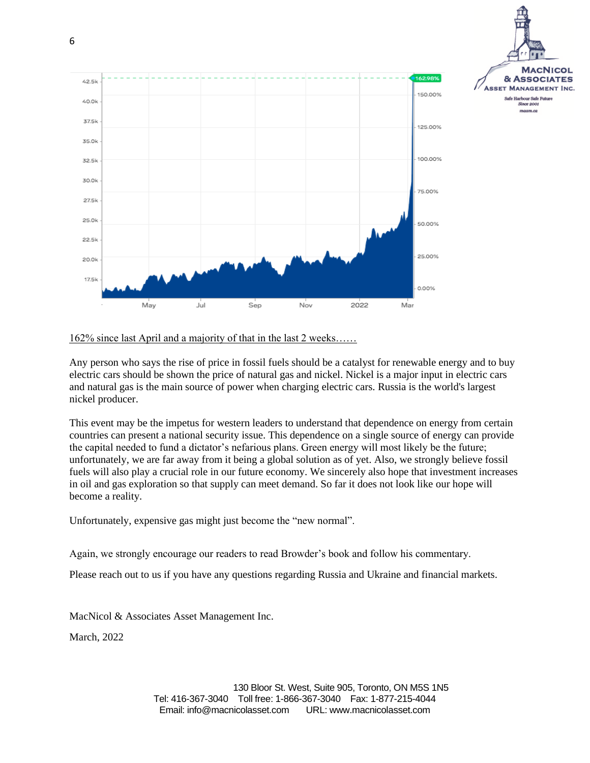42.5k
40.0k
37.5k
35.0k
32.5k
30.0k
27.5k
25.0k
22.5k
20.0k
17.5k

162.98%
150.00%
125.00%
100.00%
75.00%
50.00%
25.00%
0.00%

May
Jul
Sep
Nov
2022
Mar

MACNICOL & ASSOCIATES ASSET MANAGEMENT INC.

Safe Harbour Safe Future
Since 2001
maam.ca

162% since last April and a majority of that in the last 2 weeks……

Any person who says the rise of price in fossil fuels should be a catalyst for renewable energy and to buy electric cars should be shown the price of natural gas and nickel. Nickel is a major input in electric cars and natural gas is the main source of power when charging electric cars. Russia is the world's largest nickel producer.

This event may be the impetus for western leaders to understand that dependence on energy from certain countries can present a national security issue. This dependence on a single source of energy can provide the capital needed to fund a dictator's nefarious plans. Green energy will most likely be the future; unfortunately, we are far away from it being a global solution as of yet. Also, we strongly believe fossil fuels will also play a crucial role in our future economy. We sincerely also hope that investment increases in oil and gas exploration so that supply can meet demand. So far it does not look like our hope will become a reality.

Unfortunately, expensive gas might just become the "new normal".

Again, we strongly encourage our readers to read Browder's book and follow his commentary.

Please reach out to us if you have any questions regarding Russia and Ukraine and financial markets.

MacNicol & Associates Asset Management Inc.

March, 2022

130 Bloor St. West, Suite 905, Toronto, ON M5S 1N5
Tel: 416-367-3040 Toll free: 1-866-367-3040 Fax: 1-877-215-4044
Email: info@macnicolasset.com URL: www.macnicolasset.com